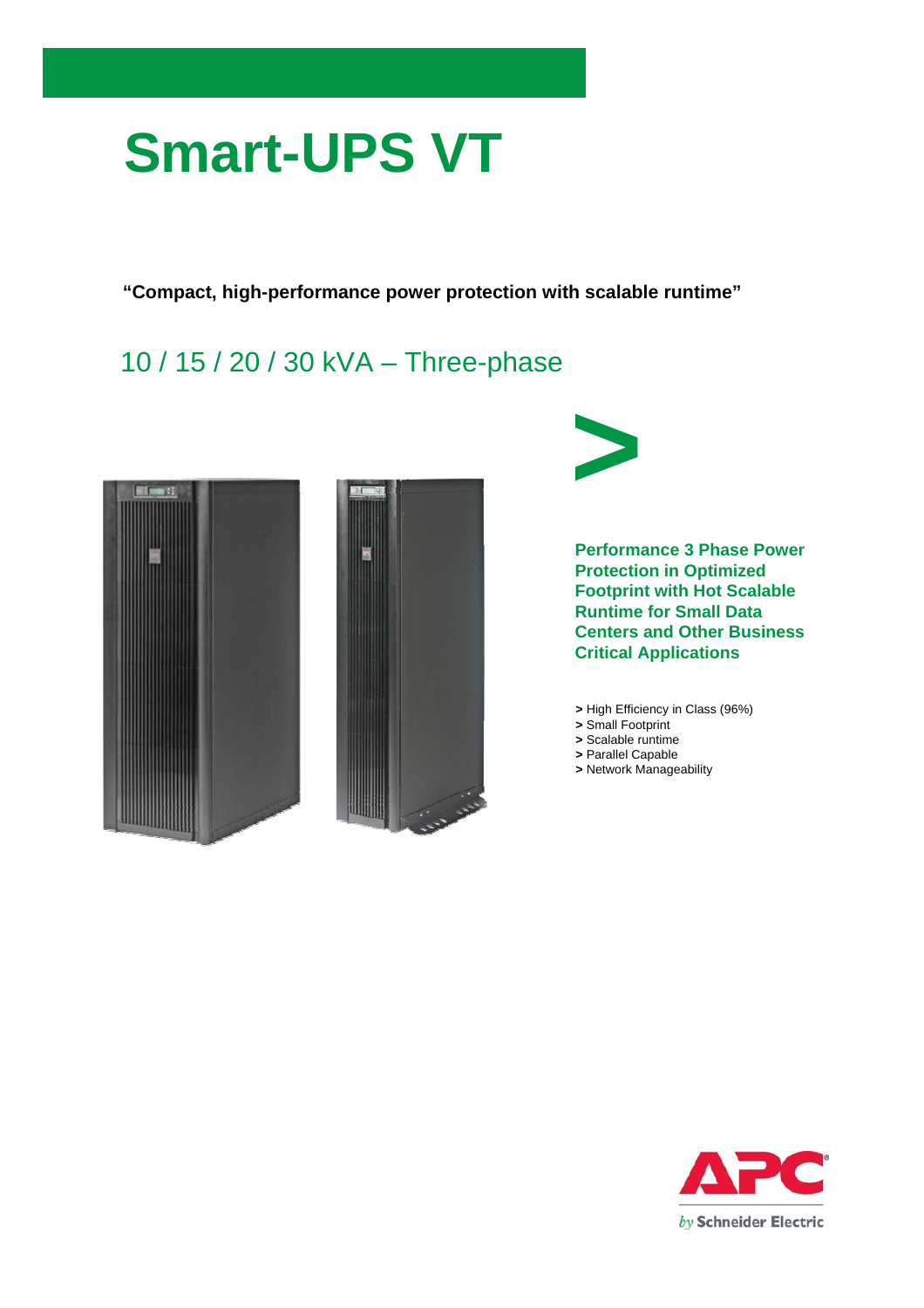# Smart-UPS VT

**“Compact, high-performance power protection with scalable runtime”**

## 10 / 15 / 20 / 30 kVA – Three-phase

**Performance 3 Phase Power Protection in Optimized Footprint with Hot Scalable Runtime for Small Data Centers and Other Business Critical Applications**

- High Efficiency in Class (96%)
- Small Footprint
- Scalable runtime
- Parallel Capable
- Network Manageability

APC by Schneider Electric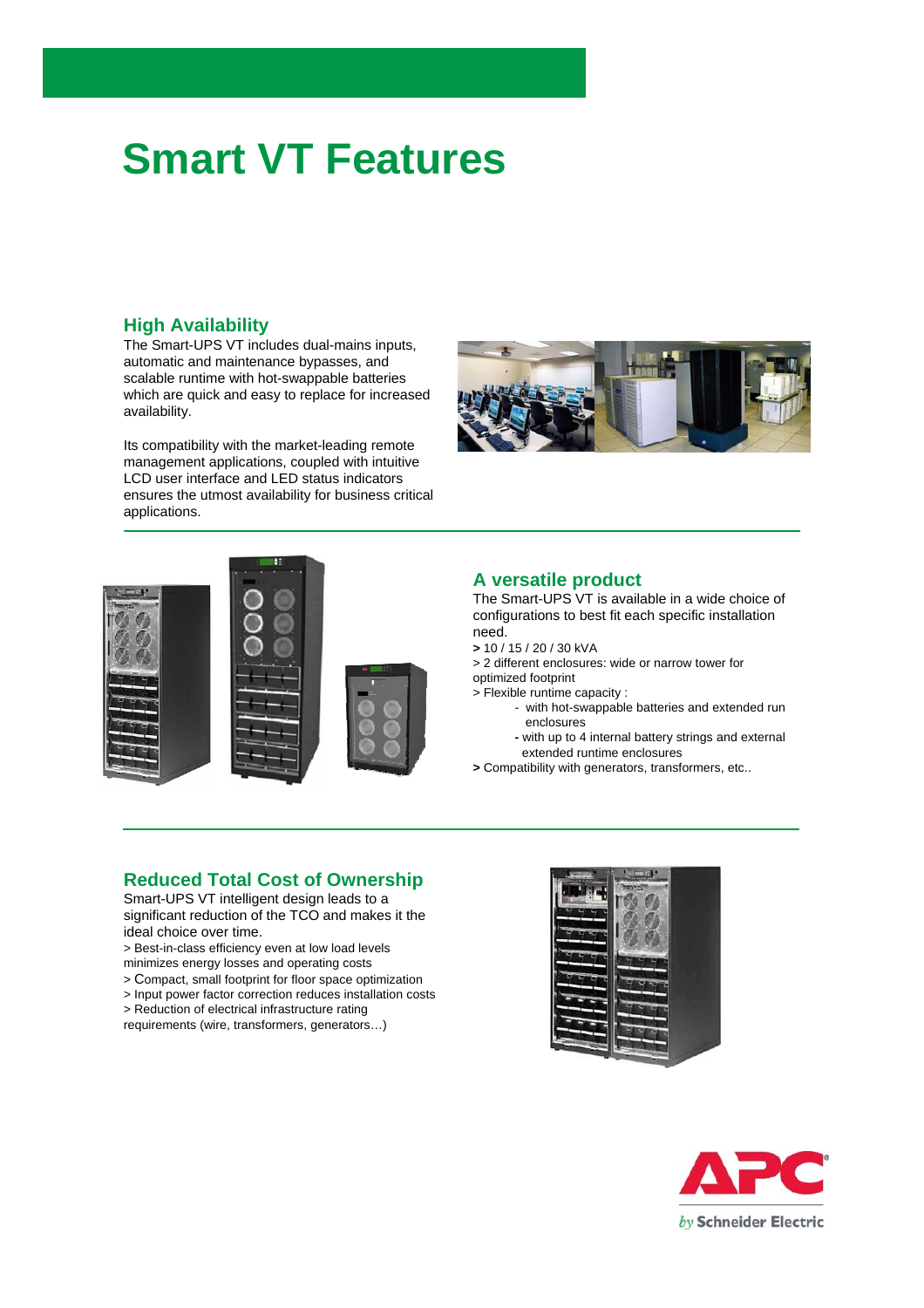# Smart VT Features

## High Availability

The Smart-UPS VT includes dual-mains inputs, automatic and maintenance bypasses, and scalable runtime with hot-swappable batteries which are quick and easy to replace for increased availability.

Its compatibility with the market-leading remote management applications, coupled with intuitive LCD user interface and LED status indicators ensures the utmost availability for business critical applications.

## A versatile product

The Smart-UPS VT is available in a wide choice of configurations to best fit each specific installation need.

> 10 / 15 / 20 / 30 kVA
> 2 different enclosures: wide or narrow tower for optimized footprint
> Flexible runtime capacity :
- with hot-swappable batteries and extended run enclosures
- with up to 4 internal battery strings and external extended runtime enclosures

> Compatibility with generators, transformers, etc..

## Reduced Total Cost of Ownership

Smart-UPS VT intelligent design leads to a significant reduction of the TCO and makes it the ideal choice over time.

> Best-in-class efficiency even at low load levels minimizes energy losses and operating costs
> Compact, small footprint for floor space optimization
> Input power factor correction reduces installation costs
> Reduction of electrical infrastructure rating requirements (wire, transformers, generators…)

APC by Schneider Electric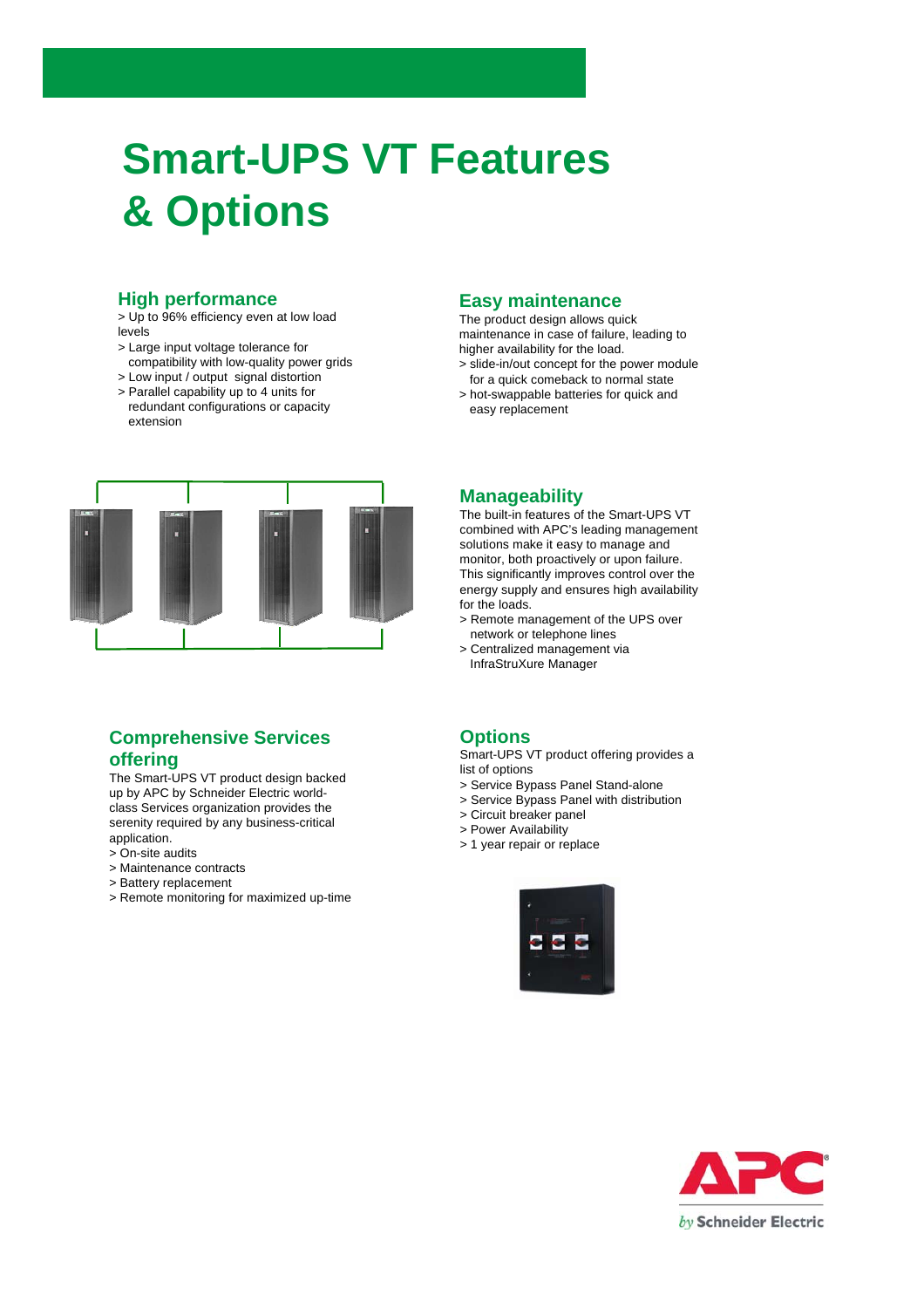# Smart-UPS VT Features & Options

## High performance

- Up to 96% efficiency even at low load levels
- Large input voltage tolerance for compatibility with low-quality power grids
- Low input / output signal distortion
- Parallel capability up to 4 units for redundant configurations or capacity extension

## Easy maintenance

The product design allows quick maintenance in case of failure, leading to higher availability for the load.

- slide-in/out concept for the power module for a quick comeback to normal state
- hot-swappable batteries for quick and easy replacement

## Manageability

The built-in features of the Smart-UPS VT combined with APC's leading management solutions make it easy to manage and monitor, both proactively or upon failure. This significantly improves control over the energy supply and ensures high availability for the loads.

- Remote management of the UPS over network or telephone lines
- Centralized management via InfraStruXure Manager

## Comprehensive Services offering

The Smart-UPS VT product design backed up by APC by Schneider Electric world-class Services organization provides the serenity required by any business-critical application.

- On-site audits
- Maintenance contracts
- Battery replacement
- Remote monitoring for maximized up-time

## Options

Smart-UPS VT product offering provides a list of options

- Service Bypass Panel Stand-alone
- Service Bypass Panel with distribution
- Circuit breaker panel
- Power Availability
- 1 year repair or replace

APC by Schneider Electric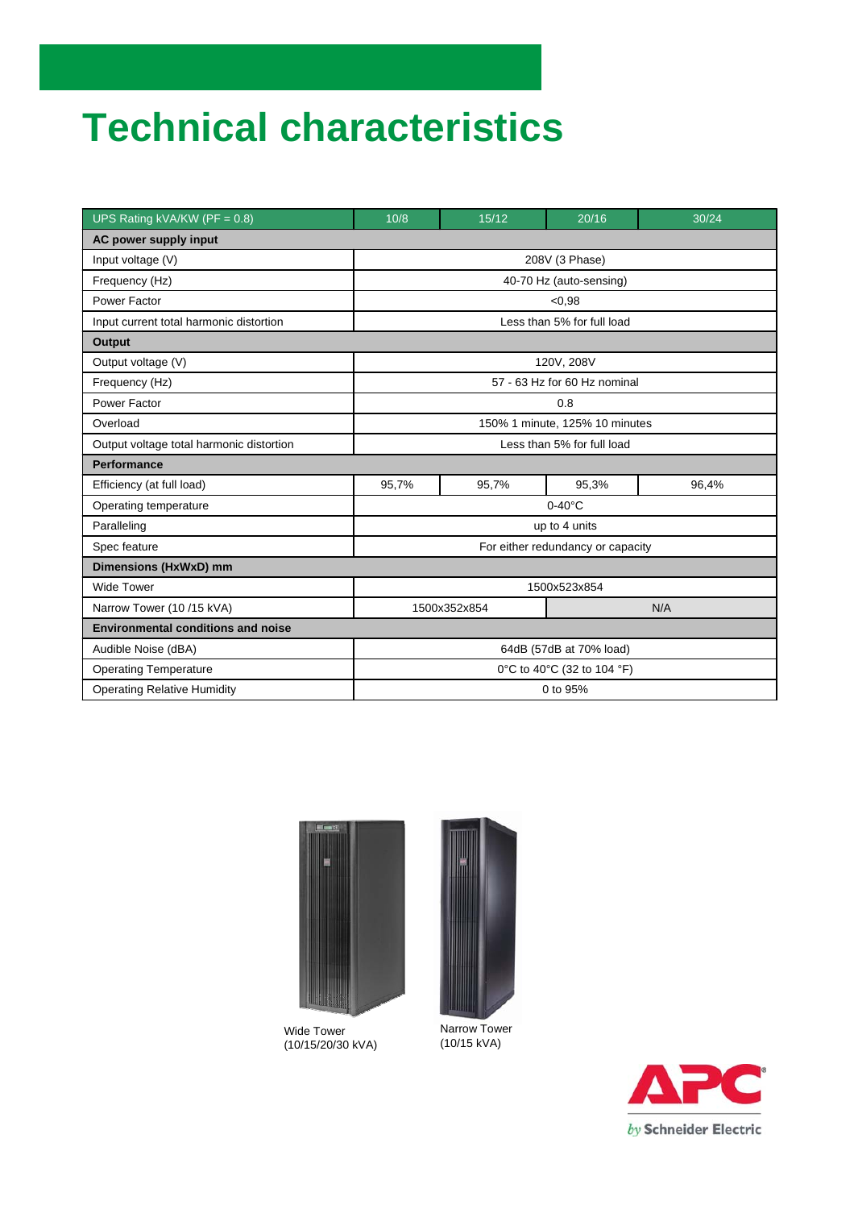# Technical characteristics

| UPS Rating kVA/KW (PF = 0.8) | 10/8 | 15/12 | 20/16 | 30/24 |
|---|---|---|---|---|
| **AC power supply input** | | | | |
| Input voltage (V) | 208V (3 Phase) | | | |
| Frequency (Hz) | 40-70 Hz (auto-sensing) | | | |
| Power Factor | <0,98 | | | |
| Input current total harmonic distortion | Less than 5% for full load | | | |
| **Output** | | | | |
| Output voltage (V) | 120V, 208V | | | |
| Frequency (Hz) | 57 - 63 Hz for 60 Hz nominal | | | |
| Power Factor | 0.8 | | | |
| Overload | 150% 1 minute, 125% 10 minutes | | | |
| Output voltage total harmonic distortion | Less than 5% for full load | | | |
| **Performance** | | | | |
| Efficiency (at full load) | 95,7% | 95,7% | 95,3% | 96,4% |
| Operating temperature | 0-40°C | | | |
| Paralleling | up to 4 units | | | |
| Spec feature | For either redundancy or capacity | | | |
| **Dimensions (HxWxD) mm** | | | | |
| Wide Tower | 1500x523x854 | | | |
| Narrow Tower (10 /15 kVA) | 1500x352x854 | | N/A | |
| **Environmental conditions and noise** | | | | |
| Audible Noise (dBA) | 64dB (57dB at 70% load) | | | |
| Operating Temperature | 0°C to 40°C (32 to 104 °F) | | | |
| Operating Relative Humidity | 0 to 95% | | | |

Wide Tower
(10/15/20/30 kVA)

Narrow Tower
(10/15 kVA)